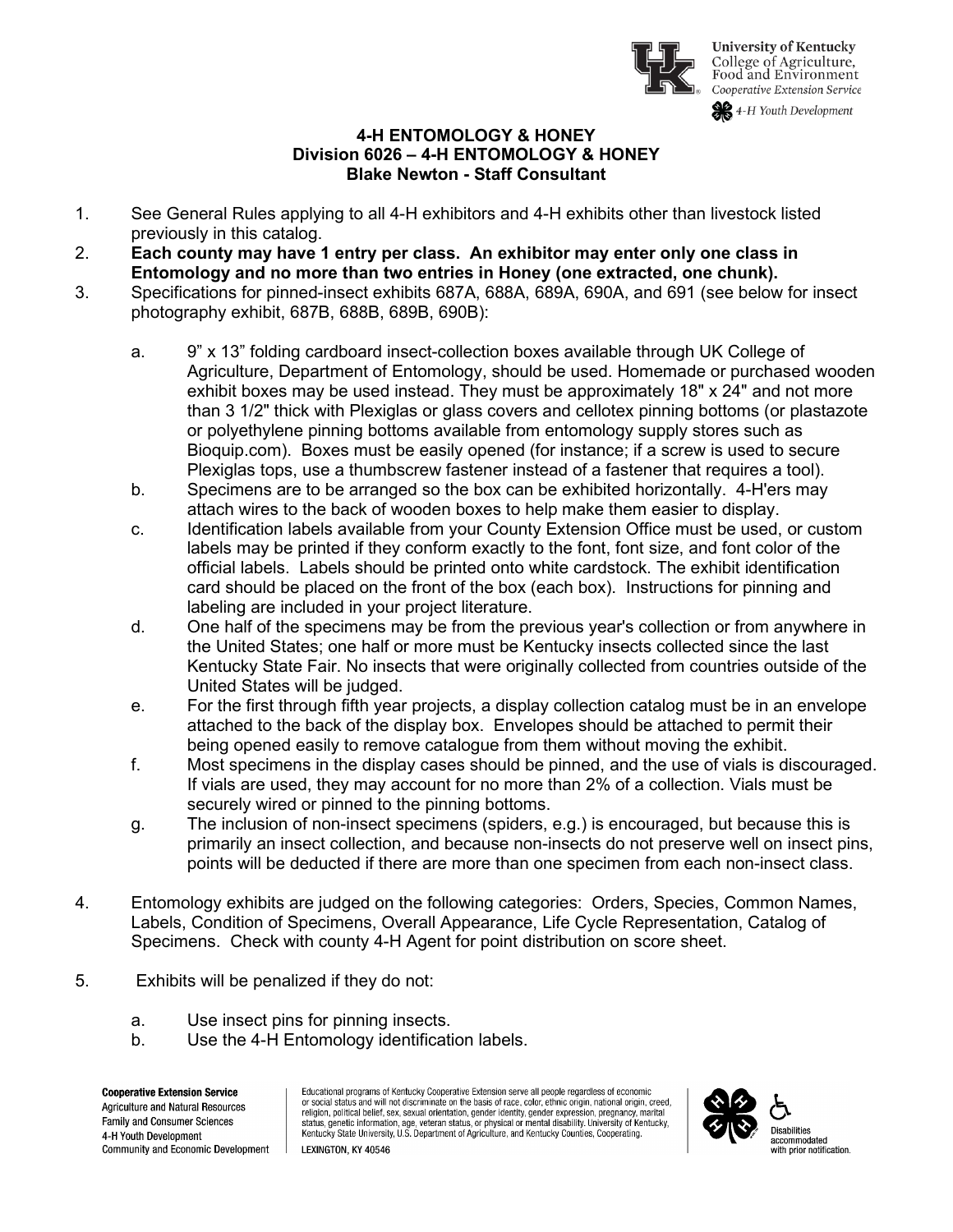# 4-H ENTOMOLOGY & HONEY

## Division 6026 – 4-H ENTOMOLOGY & HONEY

**Blake Newton - Staff Consultant**

1. See General Rules applying to all 4-H exhibitors and 4-H exhibits other than livestock listed previously in this catalog.
2. **Each county may have 1 entry per class. An exhibitor may enter only one class in Entomology and no more than two entries in Honey (one extracted, one chunk).**
3. Specifications for pinned-insect exhibits 687A, 688A, 689A, 690A, and 691 (see below for insect photography exhibit, 687B, 688B, 689B, 690B):

   a. 9" x 13" folding cardboard insect-collection boxes available through UK College of Agriculture, Department of Entomology, should be used. Homemade or purchased wooden exhibit boxes may be used instead. They must be approximately 18" x 24" and not more than 3 1/2" thick with Plexiglas or glass covers and cellotex pinning bottoms (or plastazote or polyethylene pinning bottoms available from entomology supply stores such as Bioquip.com). Boxes must be easily opened (for instance; if a screw is used to secure Plexiglas tops, use a thumbscrew fastener instead of a fastener that requires a tool).

   b. Specimens are to be arranged so the box can be exhibited horizontally. 4-H'ers may attach wires to the back of wooden boxes to help make them easier to display.

   c. Identification labels available from your County Extension Office must be used, or custom labels may be printed if they conform exactly to the font, font size, and font color of the official labels. Labels should be printed onto white cardstock. The exhibit identification card should be placed on the front of the box (each box). Instructions for pinning and labeling are included in your project literature.

   d. One half of the specimens may be from the previous year's collection or from anywhere in the United States; one half or more must be Kentucky insects collected since the last Kentucky State Fair. No insects that were originally collected from countries outside of the United States will be judged.

   e. For the first through fifth year projects, a display collection catalog must be in an envelope attached to the back of the display box. Envelopes should be attached to permit their being opened easily to remove catalogue from them without moving the exhibit.

   f. Most specimens in the display cases should be pinned, and the use of vials is discouraged. If vials are used, they may account for no more than 2% of a collection. Vials must be securely wired or pinned to the pinning bottoms.

   g. The inclusion of non-insect specimens (spiders, e.g.) is encouraged, but because this is primarily an insect collection, and because non-insects do not preserve well on insect pins, points will be deducted if there are more than one specimen from each non-insect class.

4. Entomology exhibits are judged on the following categories: Orders, Species, Common Names, Labels, Condition of Specimens, Overall Appearance, Life Cycle Representation, Catalog of Specimens. Check with county 4-H Agent for point distribution on score sheet.

5. Exhibits will be penalized if they do not:

   a. Use insect pins for pinning insects.

   b. Use the 4-H Entomology identification labels.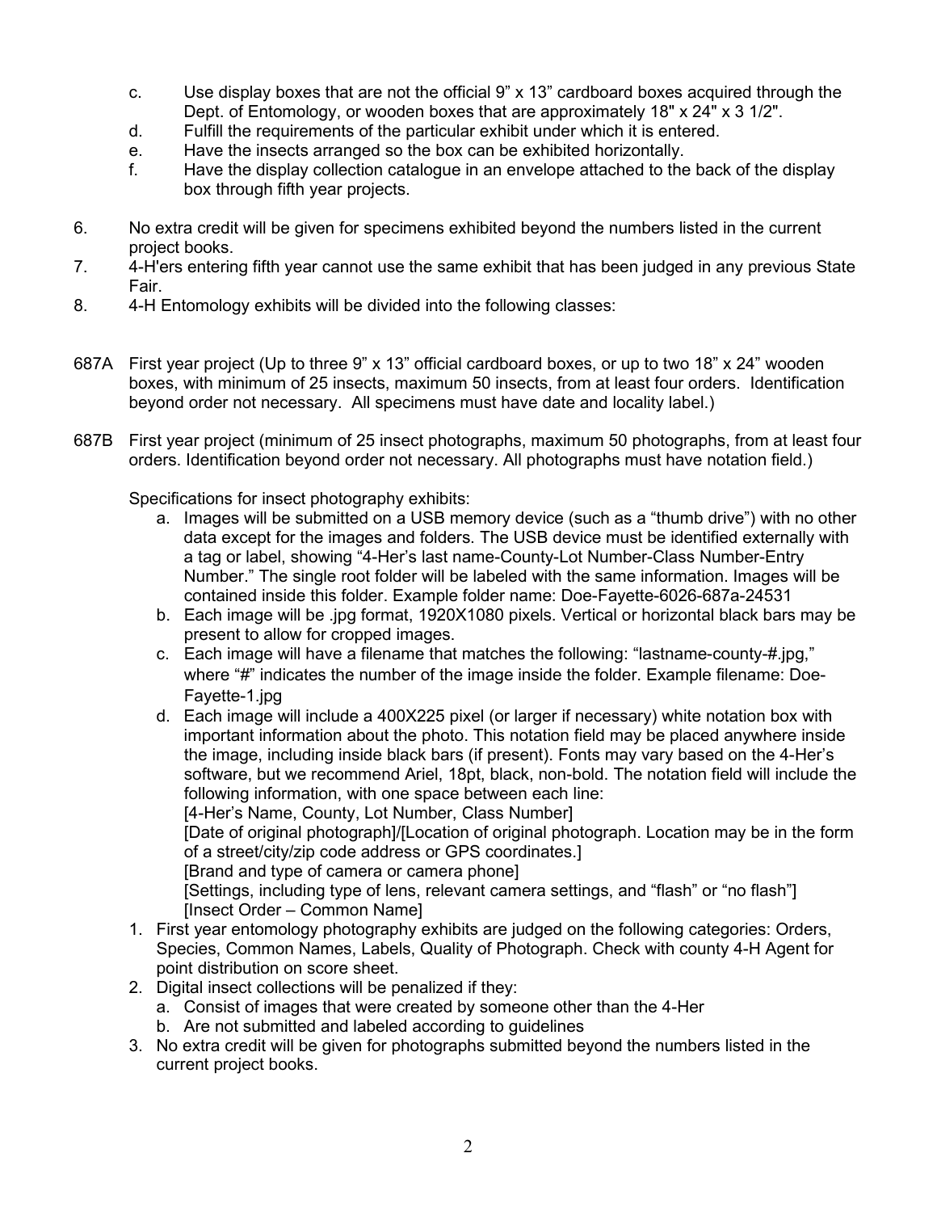c. Use display boxes that are not the official 9" x 13" cardboard boxes acquired through the Dept. of Entomology, or wooden boxes that are approximately 18" x 24" x 3 1/2".
d. Fulfill the requirements of the particular exhibit under which it is entered.
e. Have the insects arranged so the box can be exhibited horizontally.
f. Have the display collection catalogue in an envelope attached to the back of the display box through fifth year projects.

6. No extra credit will be given for specimens exhibited beyond the numbers listed in the current project books.
7. 4-H'ers entering fifth year cannot use the same exhibit that has been judged in any previous State Fair.
8. 4-H Entomology exhibits will be divided into the following classes:

687A First year project (Up to three 9" x 13" official cardboard boxes, or up to two 18" x 24" wooden boxes, with minimum of 25 insects, maximum 50 insects, from at least four orders. Identification beyond order not necessary. All specimens must have date and locality label.)

687B First year project (minimum of 25 insect photographs, maximum 50 photographs, from at least four orders. Identification beyond order not necessary. All photographs must have notation field.)

Specifications for insect photography exhibits:

a. Images will be submitted on a USB memory device (such as a "thumb drive") with no other data except for the images and folders. The USB device must be identified externally with a tag or label, showing "4-Her's last name-County-Lot Number-Class Number-Entry Number." The single root folder will be labeled with the same information. Images will be contained inside this folder. Example folder name: Doe-Fayette-6026-687a-24531
b. Each image will be .jpg format, 1920X1080 pixels. Vertical or horizontal black bars may be present to allow for cropped images.
c. Each image will have a filename that matches the following: "lastname-county-#.jpg," where "#" indicates the number of the image inside the folder. Example filename: Doe-Fayette-1.jpg
d. Each image will include a 400X225 pixel (or larger if necessary) white notation box with important information about the photo. This notation field may be placed anywhere inside the image, including inside black bars (if present). Fonts may vary based on the 4-Her's software, but we recommend Ariel, 18pt, black, non-bold. The notation field will include the following information, with one space between each line:
   [4-Her's Name, County, Lot Number, Class Number]
   [Date of original photograph]/[Location of original photograph. Location may be in the form of a street/city/zip code address or GPS coordinates.]
   [Brand and type of camera or camera phone]
   [Settings, including type of lens, relevant camera settings, and "flash" or "no flash"]
   [Insect Order – Common Name]

1. First year entomology photography exhibits are judged on the following categories: Orders, Species, Common Names, Labels, Quality of Photograph. Check with county 4-H Agent for point distribution on score sheet.
2. Digital insect collections will be penalized if they:
   a. Consist of images that were created by someone other than the 4-Her
   b. Are not submitted and labeled according to guidelines
3. No extra credit will be given for photographs submitted beyond the numbers listed in the current project books.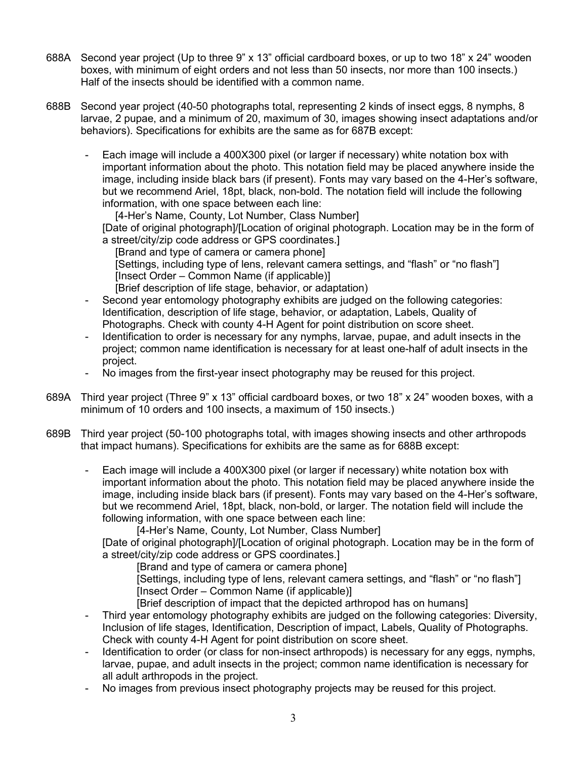688A Second year project (Up to three 9" x 13" official cardboard boxes, or up to two 18" x 24" wooden boxes, with minimum of eight orders and not less than 50 insects, nor more than 100 insects.) Half of the insects should be identified with a common name.

688B Second year project (40-50 photographs total, representing 2 kinds of insect eggs, 8 nymphs, 8 larvae, 2 pupae, and a minimum of 20, maximum of 30, images showing insect adaptations and/or behaviors). Specifications for exhibits are the same as for 687B except:

- Each image will include a 400X300 pixel (or larger if necessary) white notation box with important information about the photo. This notation field may be placed anywhere inside the image, including inside black bars (if present). Fonts may vary based on the 4-Her's software, but we recommend Ariel, 18pt, black, non-bold. The notation field will include the following information, with one space between each line:
  [4-Her's Name, County, Lot Number, Class Number]
  [Date of original photograph]/[Location of original photograph. Location may be in the form of a street/city/zip code address or GPS coordinates.]
  [Brand and type of camera or camera phone]
  [Settings, including type of lens, relevant camera settings, and "flash" or "no flash"]
  [Insect Order – Common Name (if applicable)]
  [Brief description of life stage, behavior, or adaptation)
- Second year entomology photography exhibits are judged on the following categories: Identification, description of life stage, behavior, or adaptation, Labels, Quality of Photographs. Check with county 4-H Agent for point distribution on score sheet.
- Identification to order is necessary for any nymphs, larvae, pupae, and adult insects in the project; common name identification is necessary for at least one-half of adult insects in the project.
- No images from the first-year insect photography may be reused for this project.

689A Third year project (Three 9" x 13" official cardboard boxes, or two 18" x 24" wooden boxes, with a minimum of 10 orders and 100 insects, a maximum of 150 insects.)

689B Third year project (50-100 photographs total, with images showing insects and other arthropods that impact humans). Specifications for exhibits are the same as for 688B except:

- Each image will include a 400X300 pixel (or larger if necessary) white notation box with important information about the photo. This notation field may be placed anywhere inside the image, including inside black bars (if present). Fonts may vary based on the 4-Her's software, but we recommend Ariel, 18pt, black, non-bold, or larger. The notation field will include the following information, with one space between each line:
  [4-Her's Name, County, Lot Number, Class Number]
  [Date of original photograph]/[Location of original photograph. Location may be in the form of a street/city/zip code address or GPS coordinates.]
  [Brand and type of camera or camera phone]
  [Settings, including type of lens, relevant camera settings, and "flash" or "no flash"]
  [Insect Order – Common Name (if applicable)]
  [Brief description of impact that the depicted arthropod has on humans]
- Third year entomology photography exhibits are judged on the following categories: Diversity, Inclusion of life stages, Identification, Description of impact, Labels, Quality of Photographs. Check with county 4-H Agent for point distribution on score sheet.
- Identification to order (or class for non-insect arthropods) is necessary for any eggs, nymphs, larvae, pupae, and adult insects in the project; common name identification is necessary for all adult arthropods in the project.
- No images from previous insect photography projects may be reused for this project.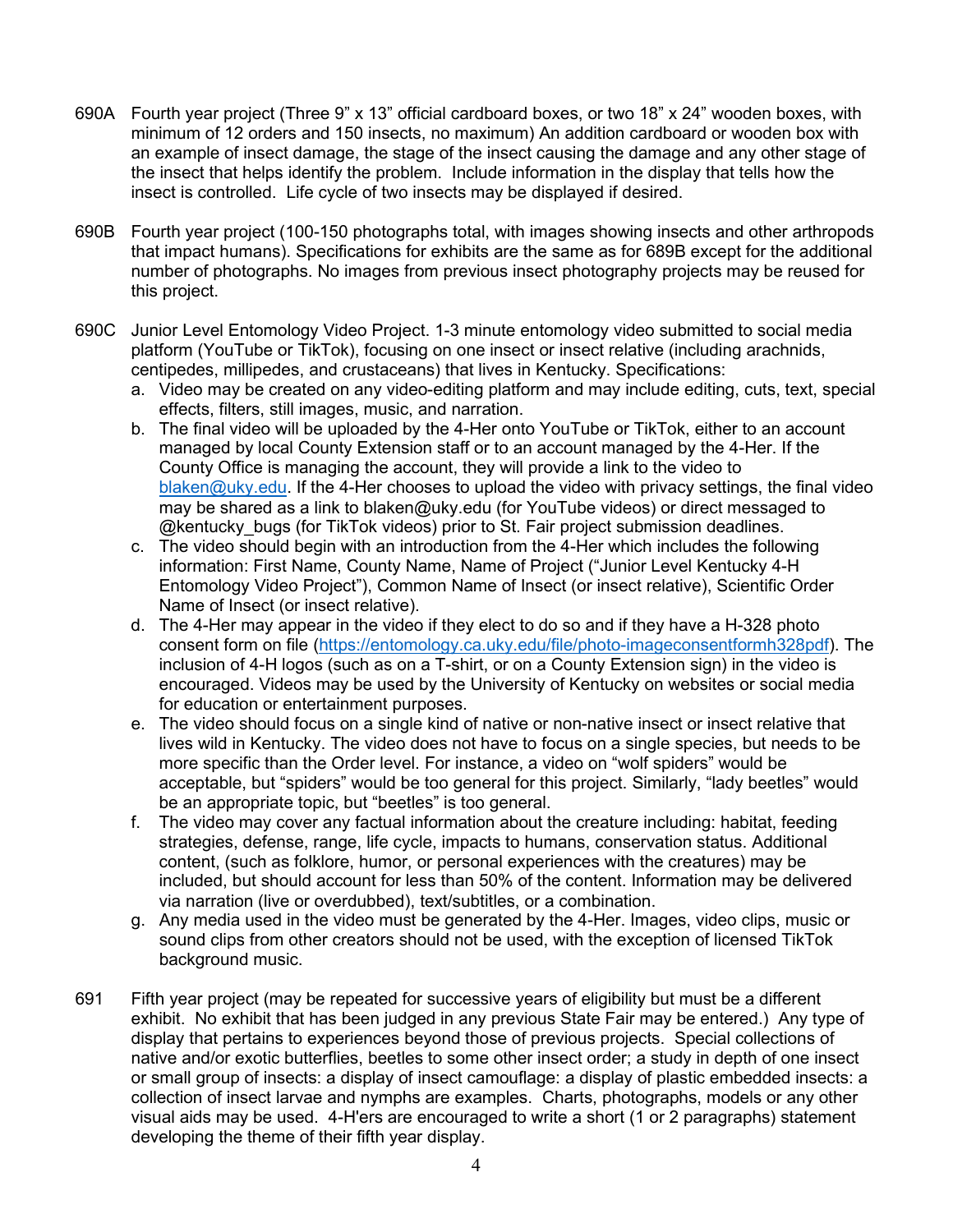690A Fourth year project (Three 9" x 13" official cardboard boxes, or two 18" x 24" wooden boxes, with minimum of 12 orders and 150 insects, no maximum) An addition cardboard or wooden box with an example of insect damage, the stage of the insect causing the damage and any other stage of the insect that helps identify the problem. Include information in the display that tells how the insect is controlled. Life cycle of two insects may be displayed if desired.

690B Fourth year project (100-150 photographs total, with images showing insects and other arthropods that impact humans). Specifications for exhibits are the same as for 689B except for the additional number of photographs. No images from previous insect photography projects may be reused for this project.

690C Junior Level Entomology Video Project. 1-3 minute entomology video submitted to social media platform (YouTube or TikTok), focusing on one insect or insect relative (including arachnids, centipedes, millipedes, and crustaceans) that lives in Kentucky. Specifications:

a. Video may be created on any video-editing platform and may include editing, cuts, text, special effects, filters, still images, music, and narration.
b. The final video will be uploaded by the 4-Her onto YouTube or TikTok, either to an account managed by local County Extension staff or to an account managed by the 4-Her. If the County Office is managing the account, they will provide a link to the video to [blaken@uky.edu](mailto:blaken@uky.edu). If the 4-Her chooses to upload the video with privacy settings, the final video may be shared as a link to blaken@uky.edu (for YouTube videos) or direct messaged to @kentucky_bugs (for TikTok videos) prior to St. Fair project submission deadlines.
c. The video should begin with an introduction from the 4-Her which includes the following information: First Name, County Name, Name of Project ("Junior Level Kentucky 4-H Entomology Video Project"), Common Name of Insect (or insect relative), Scientific Order Name of Insect (or insect relative).
d. The 4-Her may appear in the video if they elect to do so and if they have a H-328 photo consent form on file ([https://entomology.ca.uky.edu/file/photo-imageconsentformh328pdf](https://entomology.ca.uky.edu/file/photo-imageconsentformh328pdf)). The inclusion of 4-H logos (such as on a T-shirt, or on a County Extension sign) in the video is encouraged. Videos may be used by the University of Kentucky on websites or social media for education or entertainment purposes.
e. The video should focus on a single kind of native or non-native insect or insect relative that lives wild in Kentucky. The video does not have to focus on a single species, but needs to be more specific than the Order level. For instance, a video on "wolf spiders" would be acceptable, but "spiders" would be too general for this project. Similarly, "lady beetles" would be an appropriate topic, but "beetles" is too general.
f. The video may cover any factual information about the creature including: habitat, feeding strategies, defense, range, life cycle, impacts to humans, conservation status. Additional content, (such as folklore, humor, or personal experiences with the creatures) may be included, but should account for less than 50% of the content. Information may be delivered via narration (live or overdubbed), text/subtitles, or a combination.
g. Any media used in the video must be generated by the 4-Her. Images, video clips, music or sound clips from other creators should not be used, with the exception of licensed TikTok background music.

691 Fifth year project (may be repeated for successive years of eligibility but must be a different exhibit. No exhibit that has been judged in any previous State Fair may be entered.) Any type of display that pertains to experiences beyond those of previous projects. Special collections of native and/or exotic butterflies, beetles to some other insect order; a study in depth of one insect or small group of insects: a display of insect camouflage: a display of plastic embedded insects: a collection of insect larvae and nymphs are examples. Charts, photographs, models or any other visual aids may be used. 4-H'ers are encouraged to write a short (1 or 2 paragraphs) statement developing the theme of their fifth year display.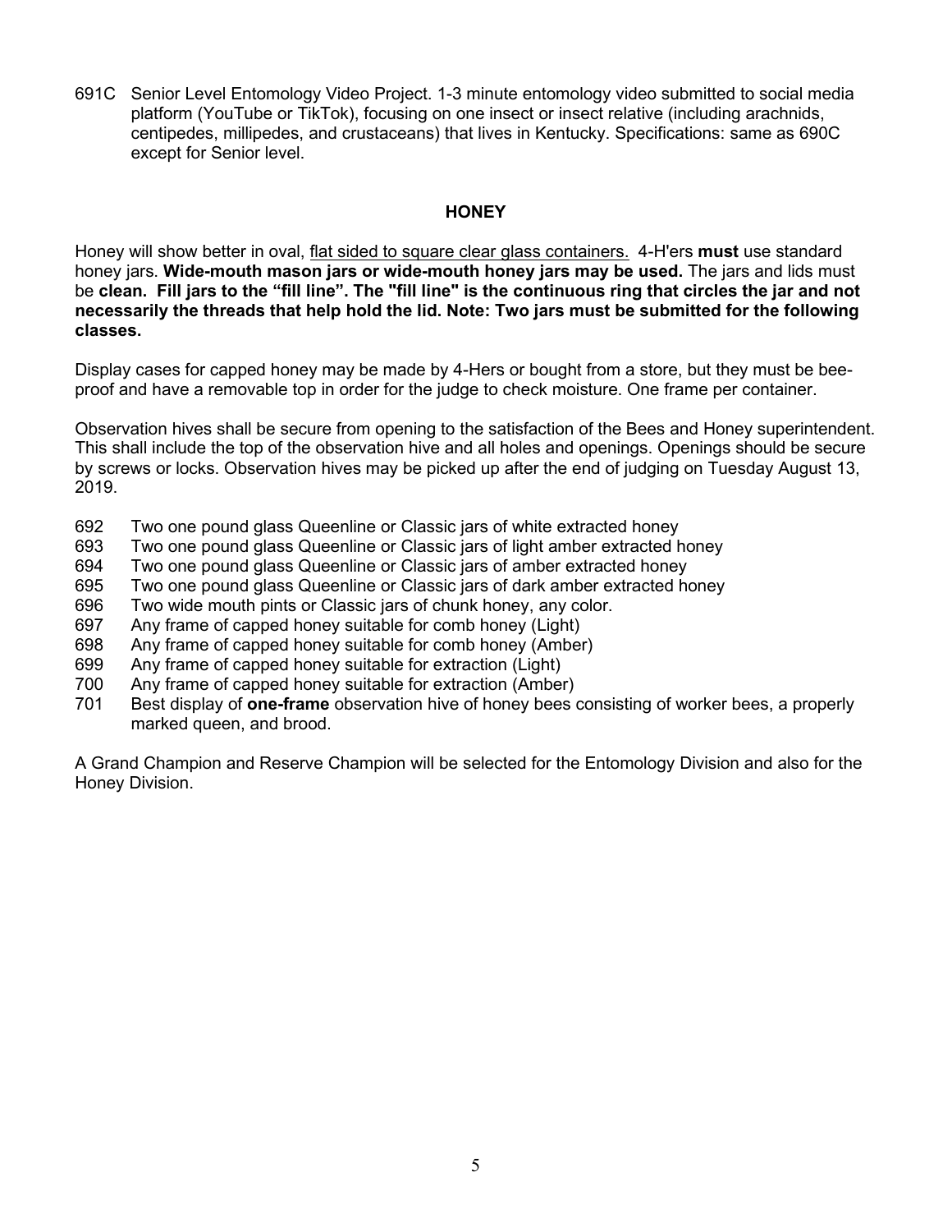691C Senior Level Entomology Video Project. 1-3 minute entomology video submitted to social media platform (YouTube or TikTok), focusing on one insect or insect relative (including arachnids, centipedes, millipedes, and crustaceans) that lives in Kentucky. Specifications: same as 690C except for Senior level.

## HONEY

Honey will show better in oval, <u>flat sided to square clear glass containers.</u> 4-H'ers **must** use standard honey jars. **Wide-mouth mason jars or wide-mouth honey jars may be used.** The jars and lids must be **clean. Fill jars to the "fill line". The "fill line" is the continuous ring that circles the jar and not necessarily the threads that help hold the lid. Note: Two jars must be submitted for the following classes.**

Display cases for capped honey may be made by 4-Hers or bought from a store, but they must be bee-proof and have a removable top in order for the judge to check moisture. One frame per container.

Observation hives shall be secure from opening to the satisfaction of the Bees and Honey superintendent. This shall include the top of the observation hive and all holes and openings. Openings should be secure by screws or locks. Observation hives may be picked up after the end of judging on Tuesday August 13, 2019.

692 Two one pound glass Queenline or Classic jars of white extracted honey
693 Two one pound glass Queenline or Classic jars of light amber extracted honey
694 Two one pound glass Queenline or Classic jars of amber extracted honey
695 Two one pound glass Queenline or Classic jars of dark amber extracted honey
696 Two wide mouth pints or Classic jars of chunk honey, any color.
697 Any frame of capped honey suitable for comb honey (Light)
698 Any frame of capped honey suitable for comb honey (Amber)
699 Any frame of capped honey suitable for extraction (Light)
700 Any frame of capped honey suitable for extraction (Amber)
701 Best display of **one-frame** observation hive of honey bees consisting of worker bees, a properly marked queen, and brood.

A Grand Champion and Reserve Champion will be selected for the Entomology Division and also for the Honey Division.